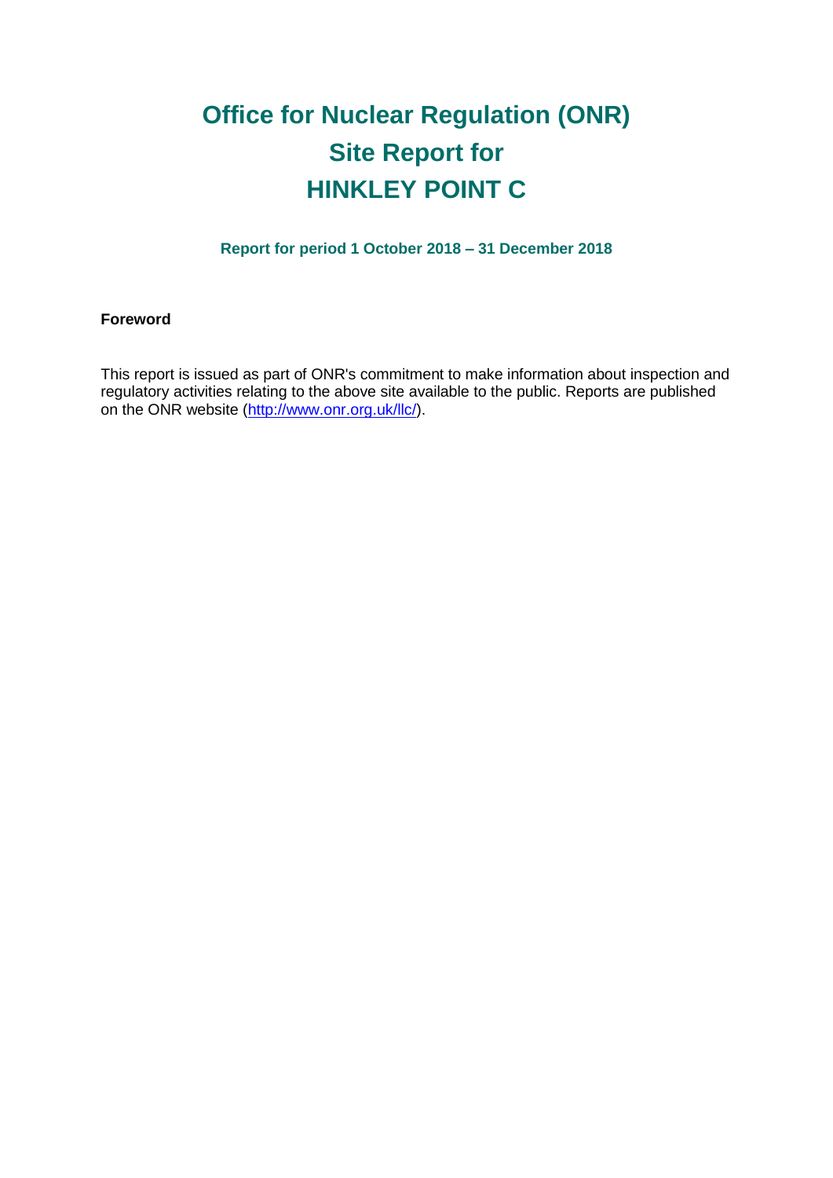# Office for Nuclear Regulation (ONR)
# Site Report for
# HINKLEY POINT C

**Report for period 1 October 2018 – 31 December 2018**

**Foreword**

This report is issued as part of ONR's commitment to make information about inspection and regulatory activities relating to the above site available to the public. Reports are published on the ONR website (http://www.onr.org.uk/llc/).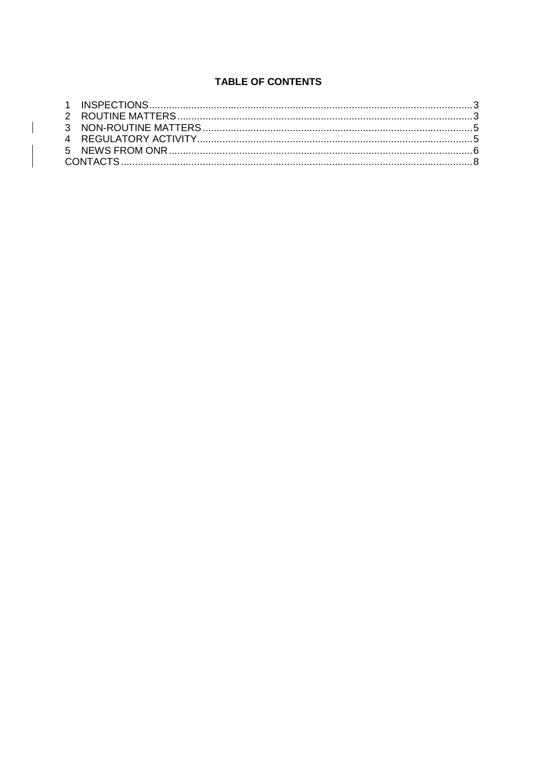**TABLE OF CONTENTS**

1 INSPECTIONS....................................................................................................................3
2 ROUTINE MATTERS.........................................................................................................3
3 NON-ROUTINE MATTERS................................................................................................5
4 REGULATORY ACTIVITY..................................................................................................5
5 NEWS FROM ONR............................................................................................................6
CONTACTS............................................................................................................................8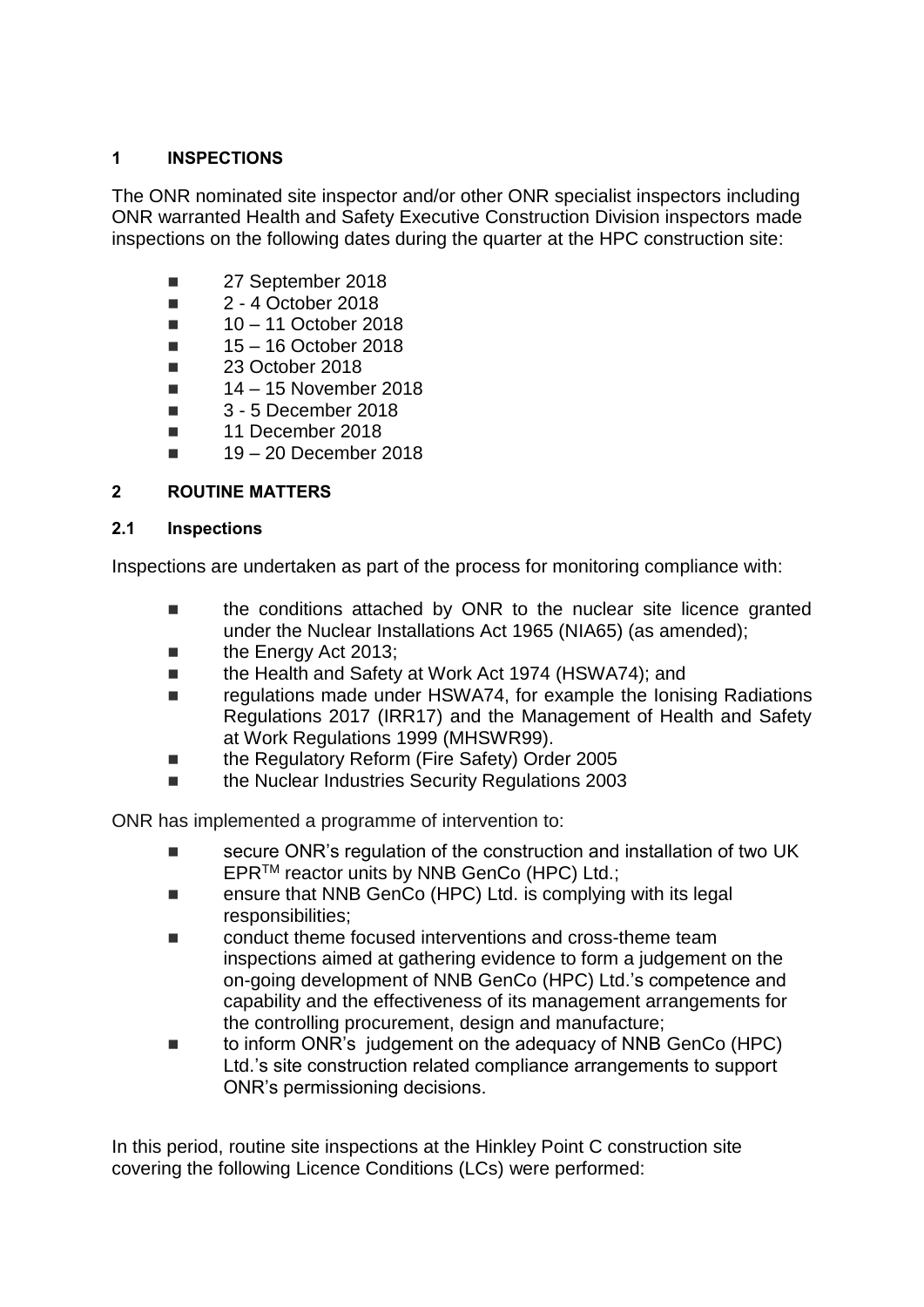## 1 INSPECTIONS

The ONR nominated site inspector and/or other ONR specialist inspectors including ONR warranted Health and Safety Executive Construction Division inspectors made inspections on the following dates during the quarter at the HPC construction site:

- 27 September 2018
- 2 - 4 October 2018
- 10 – 11 October 2018
- 15 – 16 October 2018
- 23 October 2018
- 14 – 15 November 2018
- 3 - 5 December 2018
- 11 December 2018
- 19 – 20 December 2018

## 2 ROUTINE MATTERS

### 2.1 Inspections

Inspections are undertaken as part of the process for monitoring compliance with:

- the conditions attached by ONR to the nuclear site licence granted under the Nuclear Installations Act 1965 (NIA65) (as amended);
- the Energy Act 2013;
- the Health and Safety at Work Act 1974 (HSWA74); and
- regulations made under HSWA74, for example the Ionising Radiations Regulations 2017 (IRR17) and the Management of Health and Safety at Work Regulations 1999 (MHSWR99).
- the Regulatory Reform (Fire Safety) Order 2005
- the Nuclear Industries Security Regulations 2003

ONR has implemented a programme of intervention to:

- secure ONR's regulation of the construction and installation of two UK EPR™ reactor units by NNB GenCo (HPC) Ltd.;
- ensure that NNB GenCo (HPC) Ltd. is complying with its legal responsibilities;
- conduct theme focused interventions and cross-theme team inspections aimed at gathering evidence to form a judgement on the on-going development of NNB GenCo (HPC) Ltd.'s competence and capability and the effectiveness of its management arrangements for the controlling procurement, design and manufacture;
- to inform ONR's judgement on the adequacy of NNB GenCo (HPC) Ltd.'s site construction related compliance arrangements to support ONR's permissioning decisions.

In this period, routine site inspections at the Hinkley Point C construction site covering the following Licence Conditions (LCs) were performed: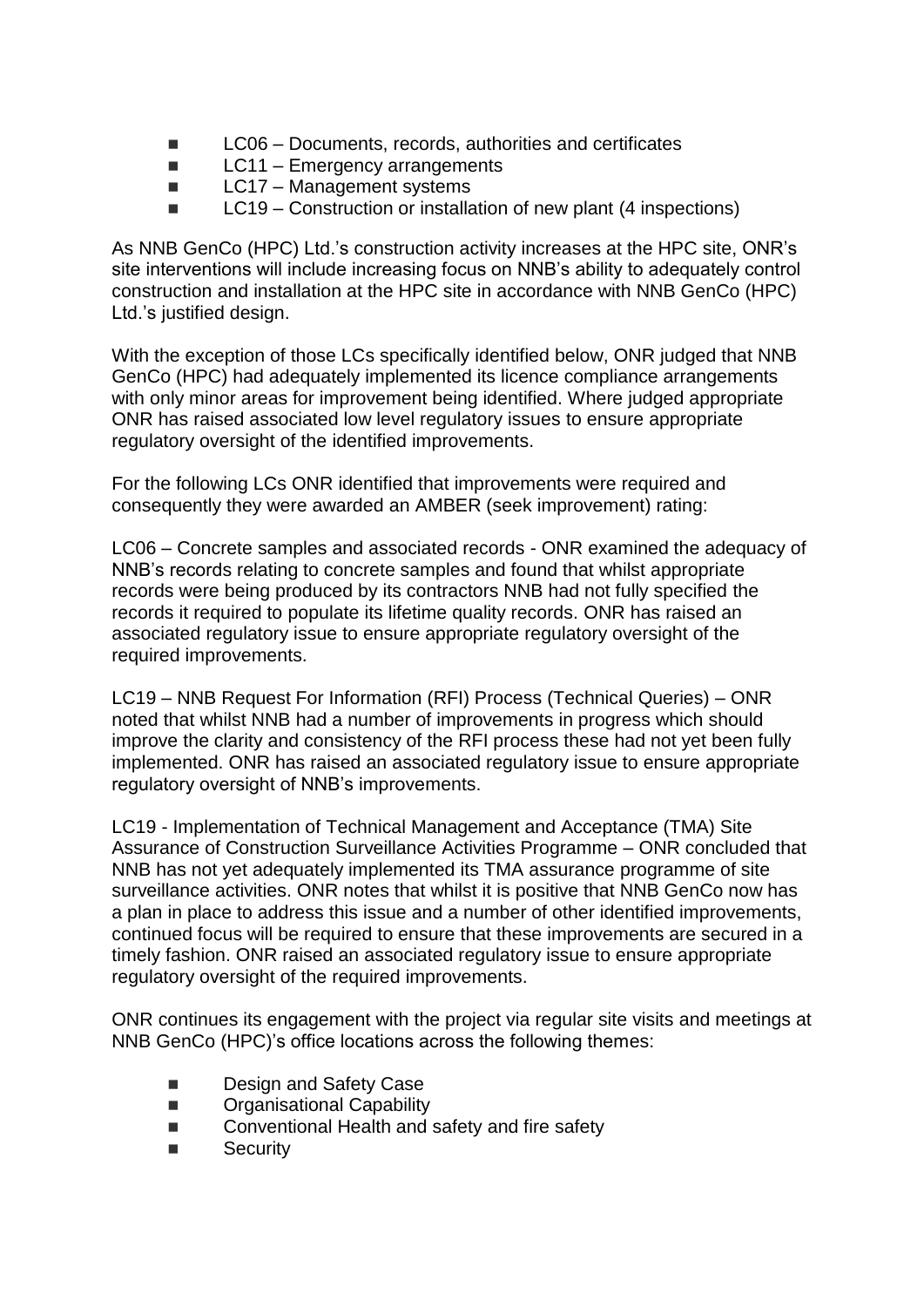- LC06 – Documents, records, authorities and certificates
- LC11 – Emergency arrangements
- LC17 – Management systems
- LC19 – Construction or installation of new plant (4 inspections)

As NNB GenCo (HPC) Ltd.'s construction activity increases at the HPC site, ONR's site interventions will include increasing focus on NNB's ability to adequately control construction and installation at the HPC site in accordance with NNB GenCo (HPC) Ltd.'s justified design.

With the exception of those LCs specifically identified below, ONR judged that NNB GenCo (HPC) had adequately implemented its licence compliance arrangements with only minor areas for improvement being identified. Where judged appropriate ONR has raised associated low level regulatory issues to ensure appropriate regulatory oversight of the identified improvements.

For the following LCs ONR identified that improvements were required and consequently they were awarded an AMBER (seek improvement) rating:

LC06 – Concrete samples and associated records - ONR examined the adequacy of NNB's records relating to concrete samples and found that whilst appropriate records were being produced by its contractors NNB had not fully specified the records it required to populate its lifetime quality records. ONR has raised an associated regulatory issue to ensure appropriate regulatory oversight of the required improvements.

LC19 – NNB Request For Information (RFI) Process (Technical Queries) – ONR noted that whilst NNB had a number of improvements in progress which should improve the clarity and consistency of the RFI process these had not yet been fully implemented. ONR has raised an associated regulatory issue to ensure appropriate regulatory oversight of NNB's improvements.

LC19 - Implementation of Technical Management and Acceptance (TMA) Site Assurance of Construction Surveillance Activities Programme – ONR concluded that NNB has not yet adequately implemented its TMA assurance programme of site surveillance activities. ONR notes that whilst it is positive that NNB GenCo now has a plan in place to address this issue and a number of other identified improvements, continued focus will be required to ensure that these improvements are secured in a timely fashion. ONR raised an associated regulatory issue to ensure appropriate regulatory oversight of the required improvements.

ONR continues its engagement with the project via regular site visits and meetings at NNB GenCo (HPC)'s office locations across the following themes:

- Design and Safety Case
- Organisational Capability
- Conventional Health and safety and fire safety
- Security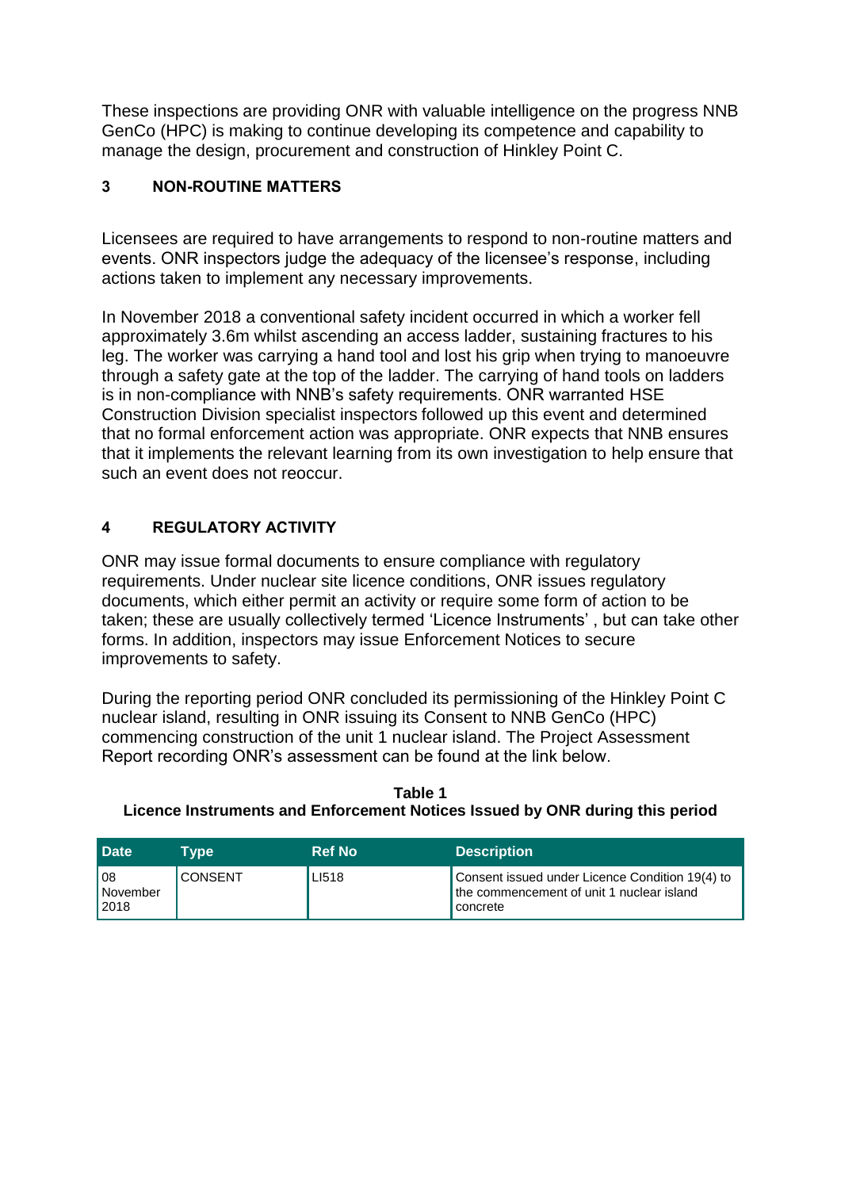These inspections are providing ONR with valuable intelligence on the progress NNB GenCo (HPC) is making to continue developing its competence and capability to manage the design, procurement and construction of Hinkley Point C.

## 3 NON-ROUTINE MATTERS

Licensees are required to have arrangements to respond to non-routine matters and events. ONR inspectors judge the adequacy of the licensee's response, including actions taken to implement any necessary improvements.

In November 2018 a conventional safety incident occurred in which a worker fell approximately 3.6m whilst ascending an access ladder, sustaining fractures to his leg. The worker was carrying a hand tool and lost his grip when trying to manoeuvre through a safety gate at the top of the ladder. The carrying of hand tools on ladders is in non-compliance with NNB's safety requirements. ONR warranted HSE Construction Division specialist inspectors followed up this event and determined that no formal enforcement action was appropriate. ONR expects that NNB ensures that it implements the relevant learning from its own investigation to help ensure that such an event does not reoccur.

## 4 REGULATORY ACTIVITY

ONR may issue formal documents to ensure compliance with regulatory requirements. Under nuclear site licence conditions, ONR issues regulatory documents, which either permit an activity or require some form of action to be taken; these are usually collectively termed 'Licence Instruments' , but can take other forms. In addition, inspectors may issue Enforcement Notices to secure improvements to safety.

During the reporting period ONR concluded its permissioning of the Hinkley Point C nuclear island, resulting in ONR issuing its Consent to NNB GenCo (HPC) commencing construction of the unit 1 nuclear island. The Project Assessment Report recording ONR's assessment can be found at the link below.

**Table 1**
**Licence Instruments and Enforcement Notices Issued by ONR during this period**

| Date | Type | Ref No | Description |
|---|---|---|---|
| 08 November 2018 | CONSENT | LI518 | Consent issued under Licence Condition 19(4) to the commencement of unit 1 nuclear island concrete |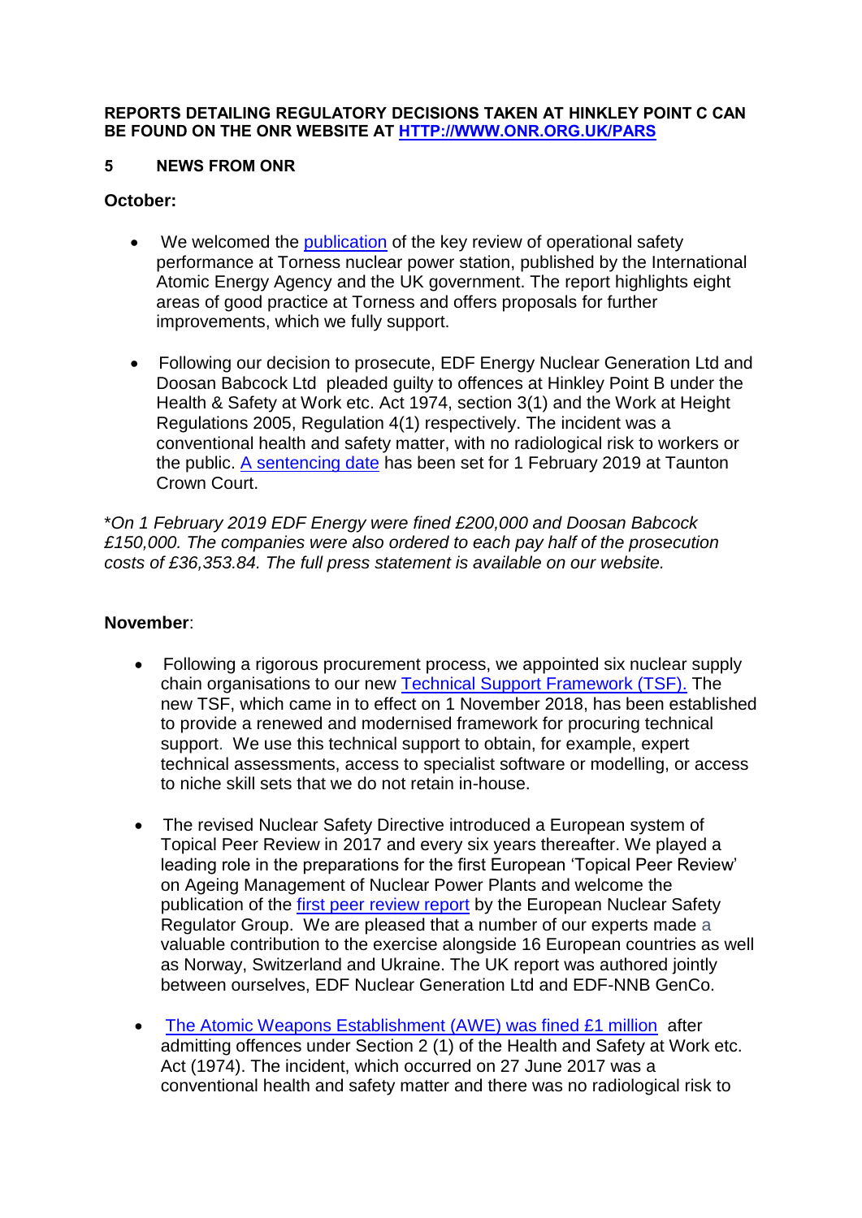**REPORTS DETAILING REGULATORY DECISIONS TAKEN AT HINKLEY POINT C CAN BE FOUND ON THE ONR WEBSITE AT [HTTP://WWW.ONR.ORG.UK/PARS](HTTP://WWW.ONR.ORG.UK/PARS)**

## 5 NEWS FROM ONR

**October:**

- We welcomed the publication of the key review of operational safety performance at Torness nuclear power station, published by the International Atomic Energy Agency and the UK government. The report highlights eight areas of good practice at Torness and offers proposals for further improvements, which we fully support.
- Following our decision to prosecute, EDF Energy Nuclear Generation Ltd and Doosan Babcock Ltd pleaded guilty to offences at Hinkley Point B under the Health & Safety at Work etc. Act 1974, section 3(1) and the Work at Height Regulations 2005, Regulation 4(1) respectively. The incident was a conventional health and safety matter, with no radiological risk to workers or the public. A sentencing date has been set for 1 February 2019 at Taunton Crown Court.

*\*On 1 February 2019 EDF Energy were fined £200,000 and Doosan Babcock £150,000. The companies were also ordered to each pay half of the prosecution costs of £36,353.84. The full press statement is available on our website.*

**November**:

- Following a rigorous procurement process, we appointed six nuclear supply chain organisations to our new Technical Support Framework (TSF). The new TSF, which came in to effect on 1 November 2018, has been established to provide a renewed and modernised framework for procuring technical support. We use this technical support to obtain, for example, expert technical assessments, access to specialist software or modelling, or access to niche skill sets that we do not retain in-house.
- The revised Nuclear Safety Directive introduced a European system of Topical Peer Review in 2017 and every six years thereafter. We played a leading role in the preparations for the first European 'Topical Peer Review' on Ageing Management of Nuclear Power Plants and welcome the publication of the first peer review report by the European Nuclear Safety Regulator Group. We are pleased that a number of our experts made a valuable contribution to the exercise alongside 16 European countries as well as Norway, Switzerland and Ukraine. The UK report was authored jointly between ourselves, EDF Nuclear Generation Ltd and EDF-NNB GenCo.
- The Atomic Weapons Establishment (AWE) was fined £1 million after admitting offences under Section 2 (1) of the Health and Safety at Work etc. Act (1974). The incident, which occurred on 27 June 2017 was a conventional health and safety matter and there was no radiological risk to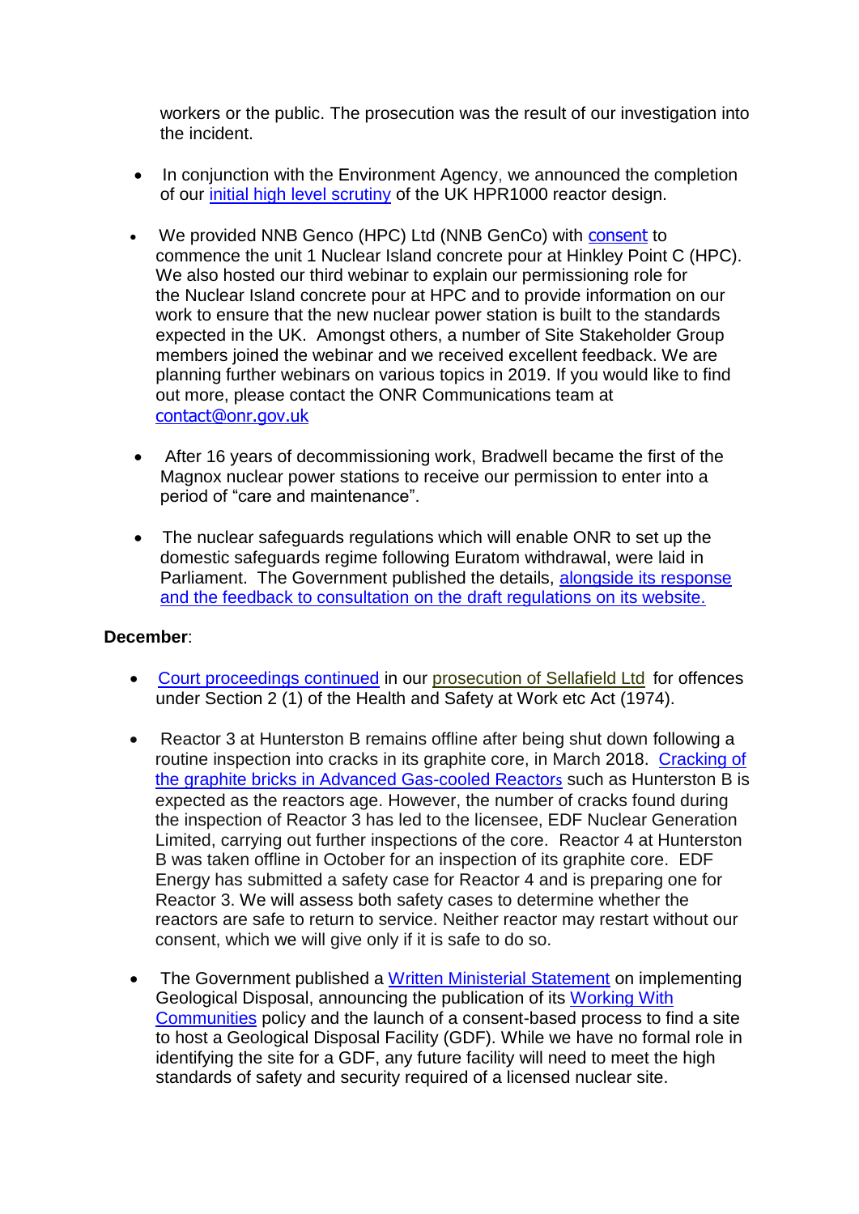workers or the public. The prosecution was the result of our investigation into the incident.

- In conjunction with the Environment Agency, we announced the completion of our initial high level scrutiny of the UK HPR1000 reactor design.
- We provided NNB Genco (HPC) Ltd (NNB GenCo) with consent to commence the unit 1 Nuclear Island concrete pour at Hinkley Point C (HPC). We also hosted our third webinar to explain our permissioning role for the Nuclear Island concrete pour at HPC and to provide information on our work to ensure that the new nuclear power station is built to the standards expected in the UK. Amongst others, a number of Site Stakeholder Group members joined the webinar and we received excellent feedback. We are planning further webinars on various topics in 2019. If you would like to find out more, please contact the ONR Communications team at contact@onr.gov.uk
- After 16 years of decommissioning work, Bradwell became the first of the Magnox nuclear power stations to receive our permission to enter into a period of "care and maintenance".
- The nuclear safeguards regulations which will enable ONR to set up the domestic safeguards regime following Euratom withdrawal, were laid in Parliament. The Government published the details, alongside its response and the feedback to consultation on the draft regulations on its website.

**December**:

- Court proceedings continued in our prosecution of Sellafield Ltd for offences under Section 2 (1) of the Health and Safety at Work etc Act (1974).
- Reactor 3 at Hunterston B remains offline after being shut down following a routine inspection into cracks in its graphite core, in March 2018. Cracking of the graphite bricks in Advanced Gas-cooled Reactors such as Hunterston B is expected as the reactors age. However, the number of cracks found during the inspection of Reactor 3 has led to the licensee, EDF Nuclear Generation Limited, carrying out further inspections of the core. Reactor 4 at Hunterston B was taken offline in October for an inspection of its graphite core. EDF Energy has submitted a safety case for Reactor 4 and is preparing one for Reactor 3. We will assess both safety cases to determine whether the reactors are safe to return to service. Neither reactor may restart without our consent, which we will give only if it is safe to do so.
- The Government published a Written Ministerial Statement on implementing Geological Disposal, announcing the publication of its Working With Communities policy and the launch of a consent-based process to find a site to host a Geological Disposal Facility (GDF). While we have no formal role in identifying the site for a GDF, any future facility will need to meet the high standards of safety and security required of a licensed nuclear site.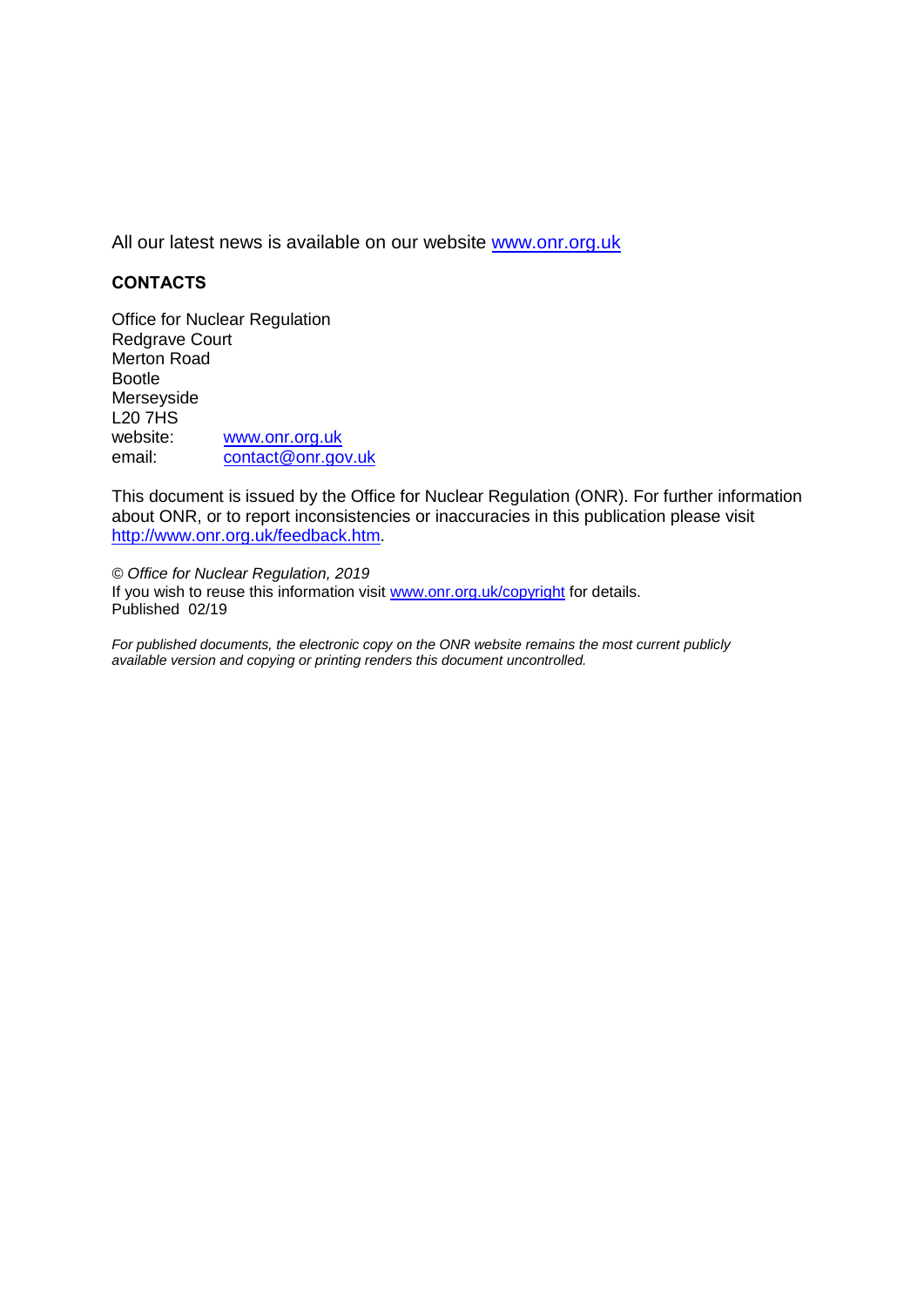All our latest news is available on our website [www.onr.org.uk](http://www.onr.org.uk)

## CONTACTS

Office for Nuclear Regulation
Redgrave Court
Merton Road
Bootle
Merseyside
L20 7HS
website: [www.onr.org.uk](http://www.onr.org.uk)
email: [contact@onr.gov.uk](mailto:contact@onr.gov.uk)

This document is issued by the Office for Nuclear Regulation (ONR). For further information about ONR, or to report inconsistencies or inaccuracies in this publication please visit [http://www.onr.org.uk/feedback.htm](http://www.onr.org.uk/feedback.htm).

*© Office for Nuclear Regulation, 2019*
If you wish to reuse this information visit [www.onr.org.uk/copyright](http://www.onr.org.uk/copyright) for details.
Published 02/19

*For published documents, the electronic copy on the ONR website remains the most current publicly available version and copying or printing renders this document uncontrolled.*